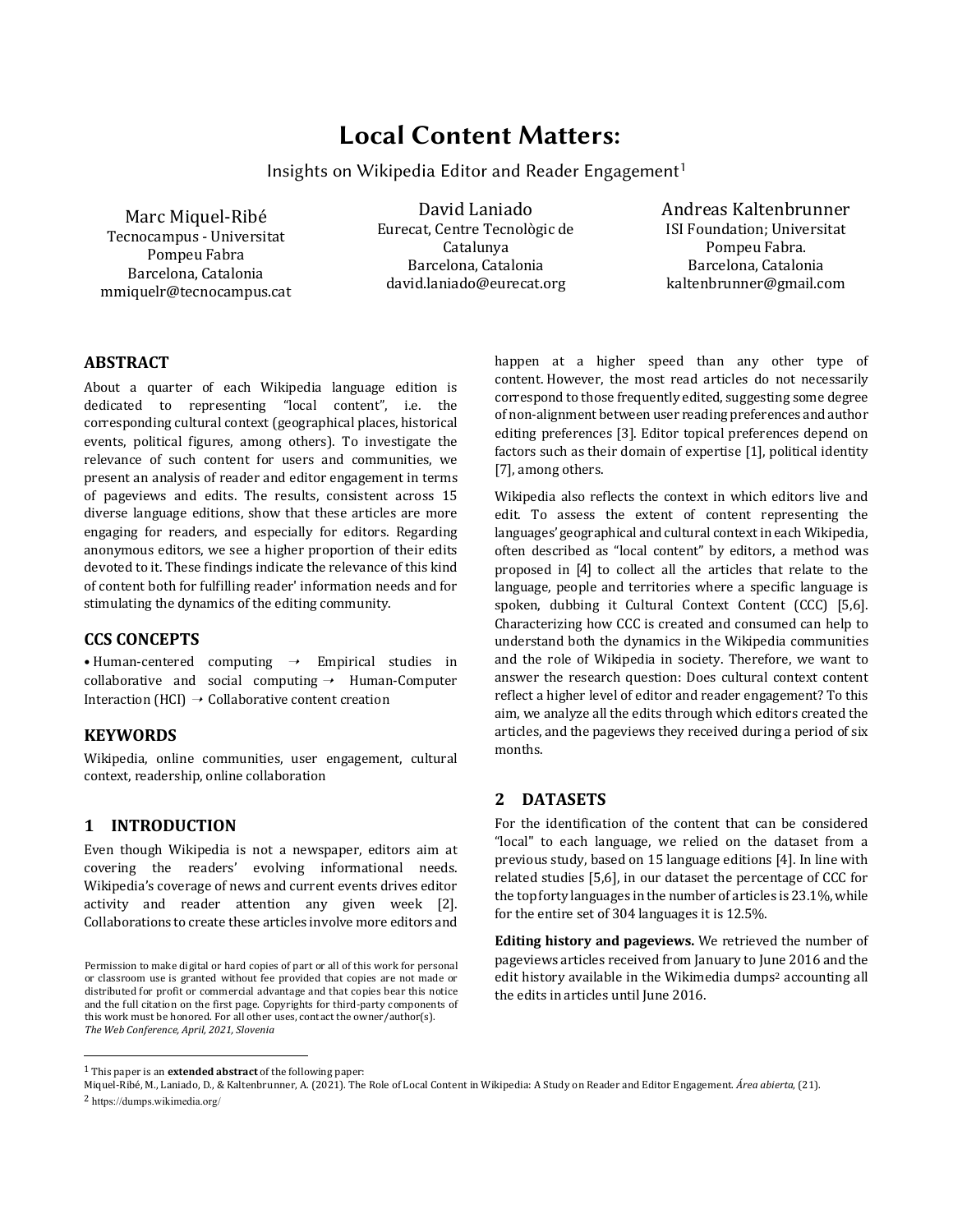# Local Content Matters:

Insights on Wikipedia Editor and Reader Engagement[1]

Marc Miquel-Ribé
Tecnocampus - Universitat Pompeu Fabra
Barcelona, Catalonia
mmiquelr@tecnocampus.cat

David Laniado
Eurecat, Centre Tecnològic de Catalunya
Barcelona, Catalonia
david.laniado@eurecat.org

Andreas Kaltenbrunner
ISI Foundation; Universitat Pompeu Fabra.
Barcelona, Catalonia
kaltenbrunner@gmail.com

## ABSTRACT

About a quarter of each Wikipedia language edition is dedicated to representing "local content", i.e. the corresponding cultural context (geographical places, historical events, political figures, among others). To investigate the relevance of such content for users and communities, we present an analysis of reader and editor engagement in terms of pageviews and edits. The results, consistent across 15 diverse language editions, show that these articles are more engaging for readers, and especially for editors. Regarding anonymous editors, we see a higher proportion of their edits devoted to it. These findings indicate the relevance of this kind of content both for fulfilling reader' information needs and for stimulating the dynamics of the editing community.

## CCS CONCEPTS

• Human-centered computing → Empirical studies in collaborative and social computing → Human-Computer Interaction (HCI) → Collaborative content creation

## KEYWORDS

Wikipedia, online communities, user engagement, cultural context, readership, online collaboration

## 1 INTRODUCTION

Even though Wikipedia is not a newspaper, editors aim at covering the readers' evolving informational needs. Wikipedia's coverage of news and current events drives editor activity and reader attention any given week [2]. Collaborations to create these articles involve more editors and happen at a higher speed than any other type of content. However, the most read articles do not necessarily correspond to those frequently edited, suggesting some degree of non-alignment between user reading preferences and author editing preferences [3]. Editor topical preferences depend on factors such as their domain of expertise [1], political identity [7], among others.

Wikipedia also reflects the context in which editors live and edit. To assess the extent of content representing the languages' geographical and cultural context in each Wikipedia, often described as "local content" by editors, a method was proposed in [4] to collect all the articles that relate to the language, people and territories where a specific language is spoken, dubbing it Cultural Context Content (CCC) [5,6]. Characterizing how CCC is created and consumed can help to understand both the dynamics in the Wikipedia communities and the role of Wikipedia in society. Therefore, we want to answer the research question: Does cultural context content reflect a higher level of editor and reader engagement? To this aim, we analyze all the edits through which editors created the articles, and the pageviews they received during a period of six months.

## 2 DATASETS

For the identification of the content that can be considered "local" to each language, we relied on the dataset from a previous study, based on 15 language editions [4]. In line with related studies [5,6], in our dataset the percentage of CCC for the top forty languages in the number of articles is 23.1%, while for the entire set of 304 languages it is 12.5%.

**Editing history and pageviews.** We retrieved the number of pageviews articles received from January to June 2016 and the edit history available in the Wikimedia dumps[2] accounting all the edits in articles until June 2016.

Permission to make digital or hard copies of part or all of this work for personal or classroom use is granted without fee provided that copies are not made or distributed for profit or commercial advantage and that copies bear this notice and the full citation on the first page. Copyrights for third-party components of this work must be honored. For all other uses, contact the owner/author(s).
*The Web Conference, April, 2021, Slovenia*

[1] This paper is an **extended abstract** of the following paper:
Miquel-Ribé, M., Laniado, D., & Kaltenbrunner, A. (2021). The Role of Local Content in Wikipedia: A Study on Reader and Editor Engagement. *Área abierta*, (21).

[2] https://dumps.wikimedia.org/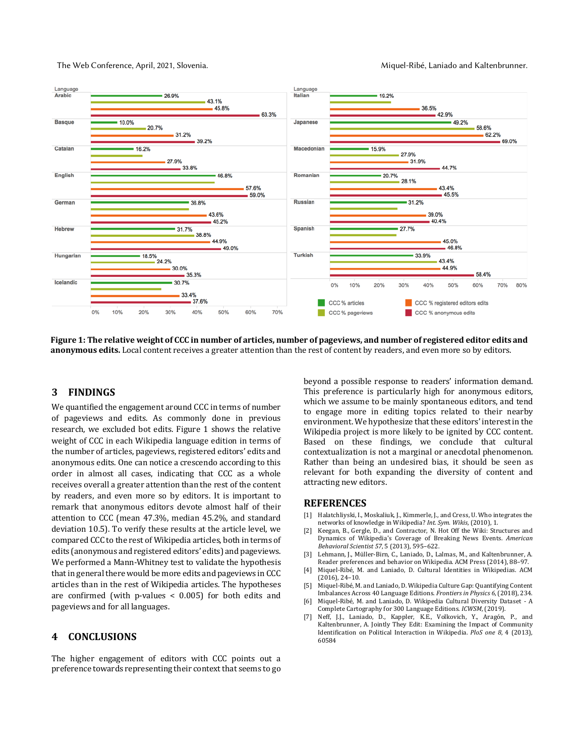Language
Arabic
26.9%
43.1%
45.8%
63.3%
Basque
10.0%
20.7%
31.2%
39.2%
Catalan
16.2%
27.9%
33.8%
English
46.8%
57.6%
59.0%
German
36.8%
43.6%
45.2%
Hebrew
31.7%
38.8%
44.9%
49.0%
Hungarian
18.5%
24.2%
30.0%
35.3%
Icelandic
30.7%
33.4%
37.6%
0% 10% 20% 30% 40% 50% 60% 70%

Language
Italian
19.2%
36.5%
42.9%
Japanese
49.2%
58.6%
62.2%
69.0%
Macedonian
15.9%
27.9%
31.9%
44.7%
Romanian
20.7%
28.1%
43.4%
45.5%
Russian
31.2%
39.0%
40.4%
Spanish
27.7%
45.0%
46.8%
Turkish
33.9%
43.4%
44.9%
58.4%
0% 10% 20% 30% 40% 50% 60% 70% 80%

CCC % articles
CCC % pageviews
CCC % registered editors edits
CCC % anonymous edits

**Figure 1: The relative weight of CCC in number of articles, number of pageviews, and number of registered editor edits and anonymous edits.** Local content receives a greater attention than the rest of content by readers, and even more so by editors.

## 3 FINDINGS

We quantified the engagement around CCC in terms of number of pageviews and edits. As commonly done in previous research, we excluded bot edits. Figure 1 shows the relative weight of CCC in each Wikipedia language edition in terms of the number of articles, pageviews, registered editors' edits and anonymous edits. One can notice a crescendo according to this order in almost all cases, indicating that CCC as a whole receives overall a greater attention than the rest of the content by readers, and even more so by editors. It is important to remark that anonymous editors devote almost half of their attention to CCC (mean 47.3%, median 45.2%, and standard deviation 10.5). To verify these results at the article level, we compared CCC to the rest of Wikipedia articles, both in terms of edits (anonymous and registered editors' edits) and pageviews. We performed a Mann-Whitney test to validate the hypothesis that in general there would be more edits and pageviews in CCC articles than in the rest of Wikipedia articles. The hypotheses are confirmed (with p-values $< 0.005$) for both edits and pageviews and for all languages.

## 4 CONCLUSIONS

The higher engagement of editors with CCC points out a preference towards representing their context that seems to go beyond a possible response to readers' information demand. This preference is particularly high for anonymous editors, which we assume to be mainly spontaneous editors, and tend to engage more in editing topics related to their nearby environment. We hypothesize that these editors' interest in the Wikipedia project is more likely to be ignited by CCC content. Based on these findings, we conclude that cultural contextualization is not a marginal or anecdotal phenomenon. Rather than being an undesired bias, it should be seen as relevant for both expanding the diversity of content and attracting new editors.

## REFERENCES

[1] Halatchliyski, I., Moskaliuk, J., Kimmerle, J., and Cress, U. Who integrates the networks of knowledge in Wikipedia? *Int. Sym. Wikis*, (2010), 1.

[2] Keegan, B., Gergle, D., and Contractor, N. Hot Off the Wiki: Structures and Dynamics of Wikipedia's Coverage of Breaking News Events. *American Behavioral Scientist 57*, 5 (2013), 595–622.

[3] Lehmann, J., Müller-Birn, C., Laniado, D., Lalmas, M., and Kaltenbrunner, A. Reader preferences and behavior on Wikipedia. ACM Press (2014), 88–97.

[4] Miquel-Ribé, M. and Laniado, D. Cultural Identities in Wikipedias. ACM (2016), 24–10.

[5] Miquel-Ribé, M. and Laniado, D. Wikipedia Culture Gap: Quantifying Content Imbalances Across 40 Language Editions. *Frontiers in Physics 6*, (2018), 234.

[6] Miquel-Ribé, M. and Laniado, D. Wikipedia Cultural Diversity Dataset - A Complete Cartography for 300 Language Editions. *ICWSM*, (2019).

[7] Neff, J.J., Laniado, D., Kappler, K.E., Volkovich, Y., Aragón, P., and Kaltenbrunner, A. Jointly They Edit: Examining the Impact of Community Identification on Political Interaction in Wikipedia. *PloS one 8*, 4 (2013), 60584